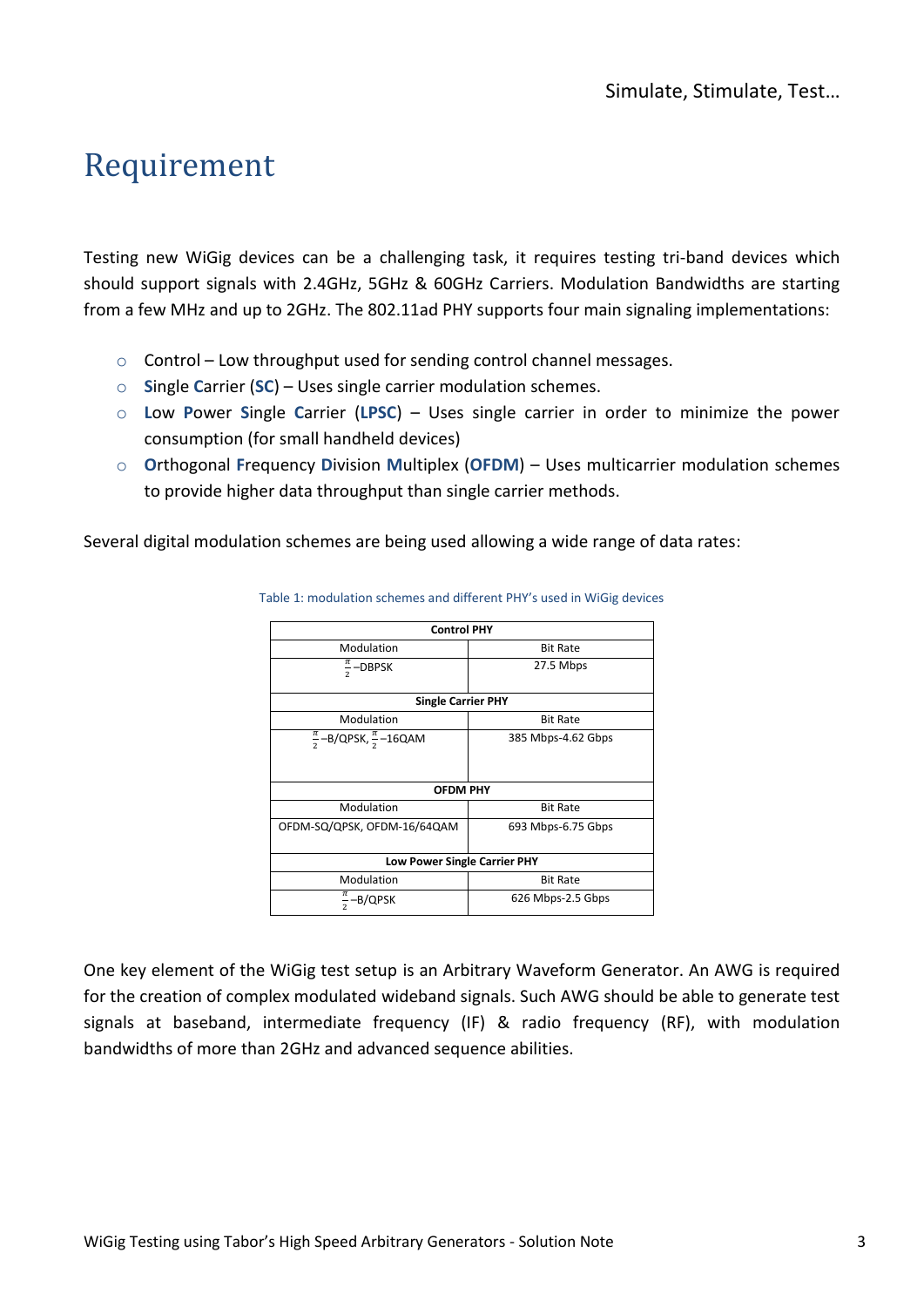# Requirement

Testing new WiGig devices can be a challenging task, it requires testing tri-band devices which should support signals with 2.4GHz, 5GHz & 60GHz Carriers. Modulation Bandwidths are starting from a few MHz and up to 2GHz. The 802.11ad PHY supports four main signaling implementations:

- Control – Low throughput used for sending control channel messages.
- **S**ingle **C**arrier (**SC**) – Uses single carrier modulation schemes.
- **L**ow **P**ower **S**ingle **C**arrier (**LPSC**) – Uses single carrier in order to minimize the power consumption (for small handheld devices)
- **O**rthogonal **F**requency **D**ivision **M**ultiplex (**OFDM**) – Uses multicarrier modulation schemes to provide higher data throughput than single carrier methods.

Several digital modulation schemes are being used allowing a wide range of data rates:

Table 1: modulation schemes and different PHY's used in WiGig devices

| | |
|---|---|
| **Control PHY** | |
| Modulation | Bit Rate |
| $\frac{\pi}{2}$–DBPSK | 27.5 Mbps |
| **Single Carrier PHY** | |
| Modulation | Bit Rate |
| $\frac{\pi}{2}$–B/QPSK, $\frac{\pi}{2}$–16QAM | 385 Mbps-4.62 Gbps |
| **OFDM PHY** | |
| Modulation | Bit Rate |
| OFDM-SQ/QPSK, OFDM-16/64QAM | 693 Mbps-6.75 Gbps |
| **Low Power Single Carrier PHY** | |
| Modulation | Bit Rate |
| $\frac{\pi}{2}$–B/QPSK | 626 Mbps-2.5 Gbps |

One key element of the WiGig test setup is an Arbitrary Waveform Generator. An AWG is required for the creation of complex modulated wideband signals. Such AWG should be able to generate test signals at baseband, intermediate frequency (IF) & radio frequency (RF), with modulation bandwidths of more than 2GHz and advanced sequence abilities.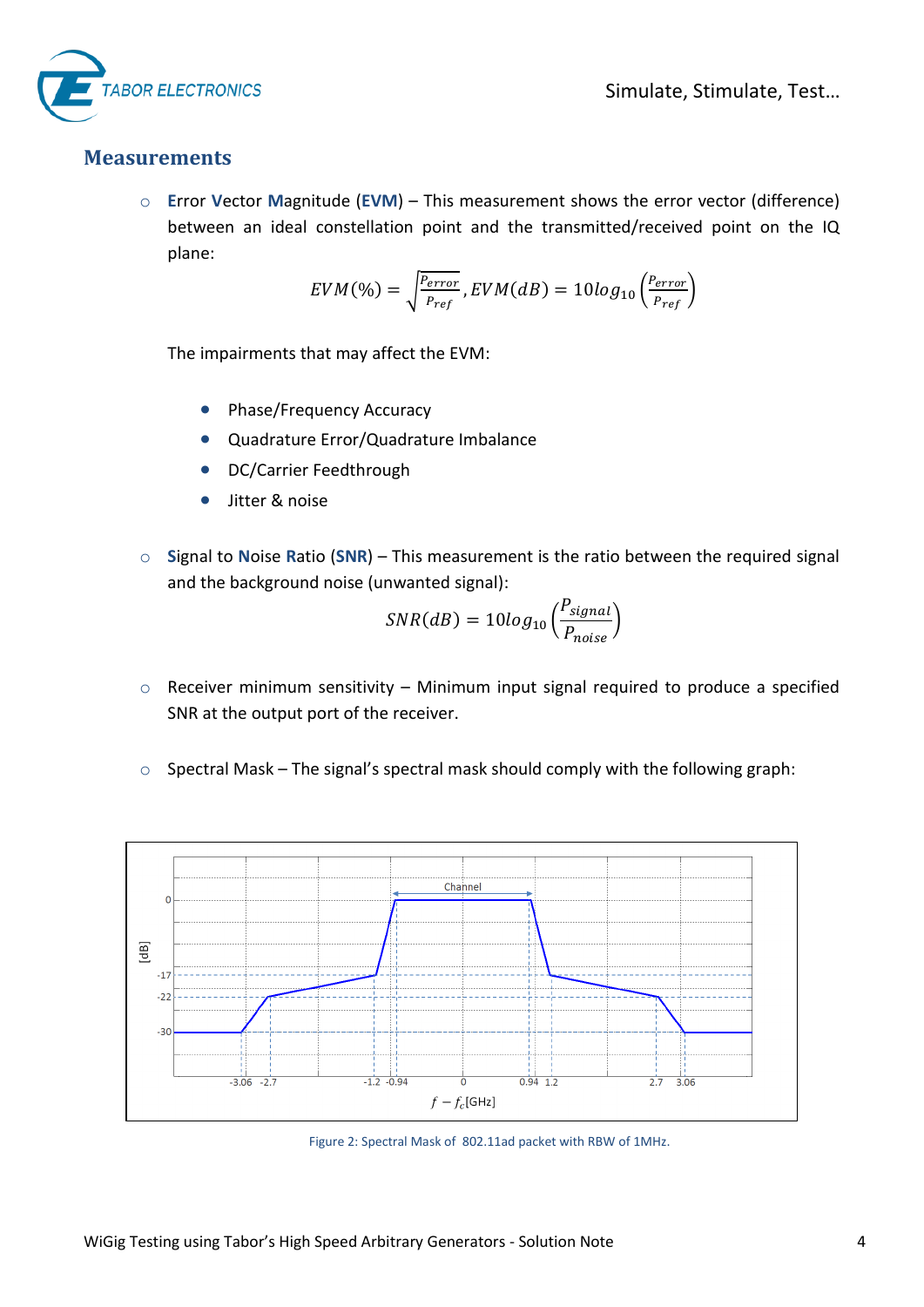## Measurements

- **E**rror **V**ector **M**agnitude (**EVM**) – This measurement shows the error vector (difference) between an ideal constellation point and the transmitted/received point on the IQ plane:

$$EVM(\%) = \sqrt{\frac{P_{error}}{P_{ref}}}, EVM(dB) = 10log_{10}\left(\frac{P_{error}}{P_{ref}}\right)$$

  The impairments that may affect the EVM:

  - Phase/Frequency Accuracy
  - Quadrature Error/Quadrature Imbalance
  - DC/Carrier Feedthrough
  - Jitter & noise

- **S**ignal to **N**oise **R**atio (**SNR**) – This measurement is the ratio between the required signal and the background noise (unwanted signal):

$$SNR(dB) = 10log_{10}\left(\frac{P_{signal}}{P_{noise}}\right)$$

- Receiver minimum sensitivity – Minimum input signal required to produce a specified SNR at the output port of the receiver.

- Spectral Mask – The signal's spectral mask should comply with the following graph:

Channel

[dB]

0

-17

-22

-30

-3.06 -2.7 -1.2 -0.94 0 0.94 1.2 2.7 3.06

$f - f_c$[GHz]

Figure 2: Spectral Mask of 802.11ad packet with RBW of 1MHz.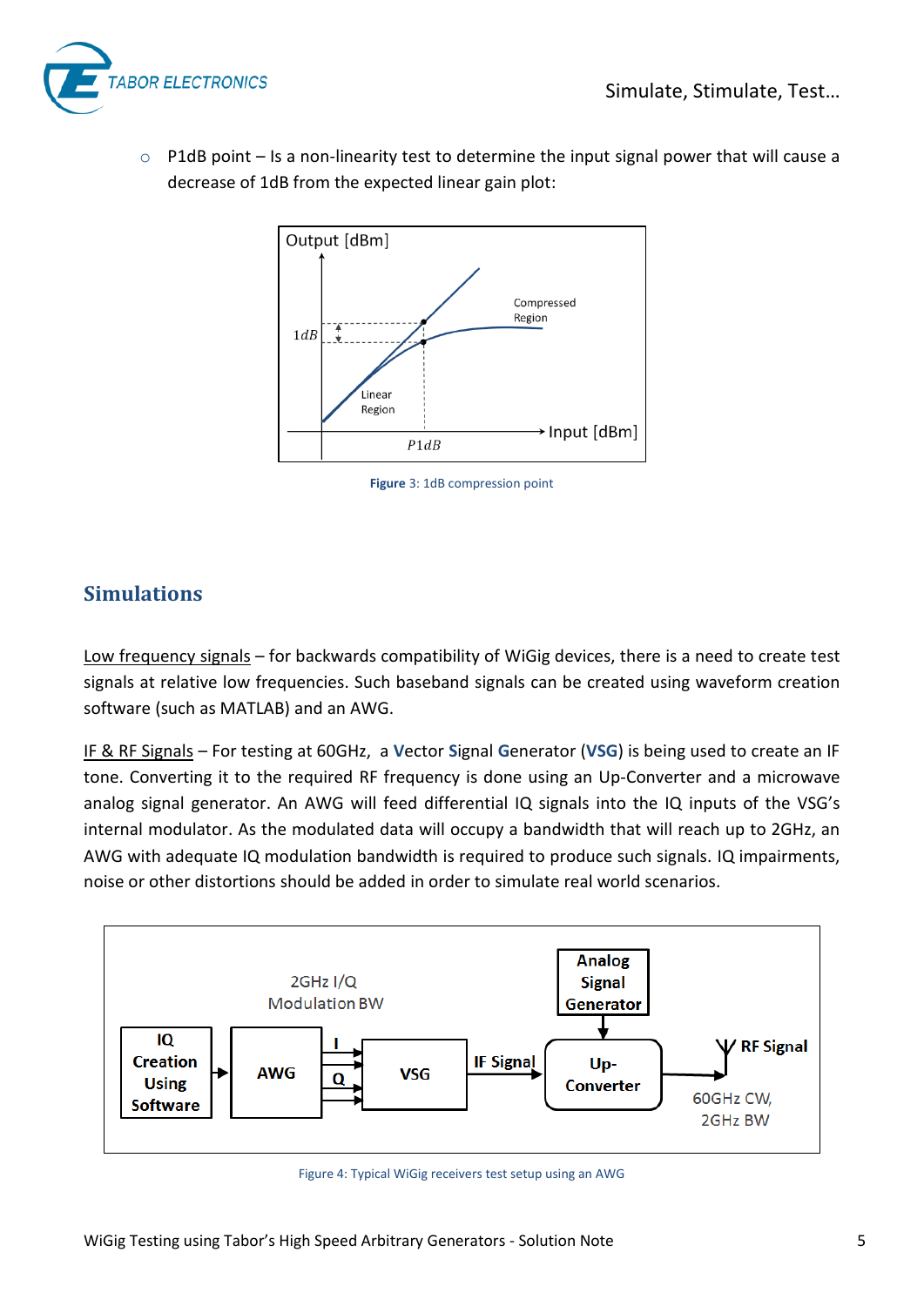- P1dB point – Is a non-linearity test to determine the input signal power that will cause a decrease of 1dB from the expected linear gain plot:

Output [dBm]

1dB

Compressed Region

Linear Region

Input [dBm]

P1dB

Figure 3: 1dB compression point

## Simulations

Low frequency signals – for backwards compatibility of WiGig devices, there is a need to create test signals at relative low frequencies. Such baseband signals can be created using waveform creation software (such as MATLAB) and an AWG.

IF & RF Signals – For testing at 60GHz, a **V**ector **S**ignal **G**enerator (**VSG**) is being used to create an IF tone. Converting it to the required RF frequency is done using an Up-Converter and a microwave analog signal generator. An AWG will feed differential IQ signals into the IQ inputs of the VSG's internal modulator. As the modulated data will occupy a bandwidth that will reach up to 2GHz, an AWG with adequate IQ modulation bandwidth is required to produce such signals. IQ impairments, noise or other distortions should be added in order to simulate real world scenarios.

2GHz I/Q Modulation BW

Analog Signal Generator

IQ Creation Using Software

AWG

I

Q

VSG

IF Signal

Up-Converter

RF Signal

60GHz CW, 2GHz BW

Figure 4: Typical WiGig receivers test setup using an AWG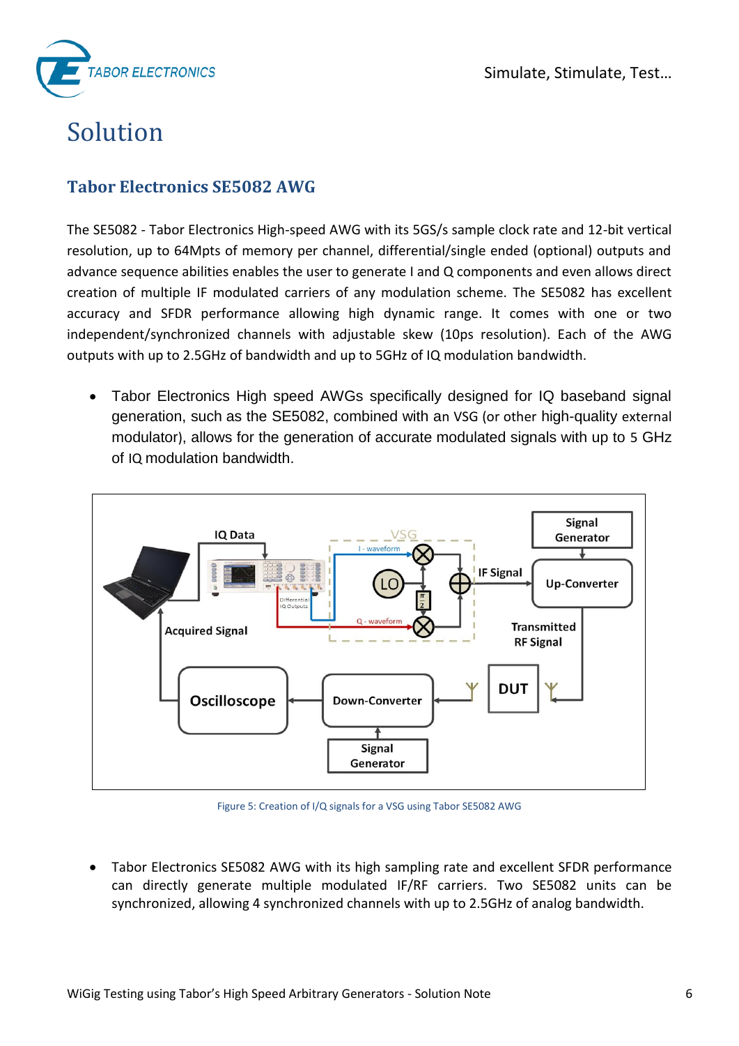# Solution

## Tabor Electronics SE5082 AWG

The SE5082 - Tabor Electronics High-speed AWG with its 5GS/s sample clock rate and 12-bit vertical resolution, up to 64Mpts of memory per channel, differential/single ended (optional) outputs and advance sequence abilities enables the user to generate I and Q components and even allows direct creation of multiple IF modulated carriers of any modulation scheme. The SE5082 has excellent accuracy and SFDR performance allowing high dynamic range. It comes with one or two independent/synchronized channels with adjustable skew (10ps resolution). Each of the AWG outputs with up to 2.5GHz of bandwidth and up to 5GHz of IQ modulation bandwidth.

- Tabor Electronics High speed AWGs specifically designed for IQ baseband signal generation, such as the SE5082, combined with an VSG (or other high-quality external modulator), allows for the generation of accurate modulated signals with up to 5 GHz of IQ modulation bandwidth.

IQ Data
VSG
I - waveform
LO
Q - waveform
Differential IQ Outputs
IF Signal
Signal Generator
Up-Converter
Transmitted RF Signal
Acquired Signal
Oscilloscope
Down-Converter
DUT
Signal Generator

Figure 5: Creation of I/Q signals for a VSG using Tabor SE5082 AWG

- Tabor Electronics SE5082 AWG with its high sampling rate and excellent SFDR performance can directly generate multiple modulated IF/RF carriers. Two SE5082 units can be synchronized, allowing 4 synchronized channels with up to 2.5GHz of analog bandwidth.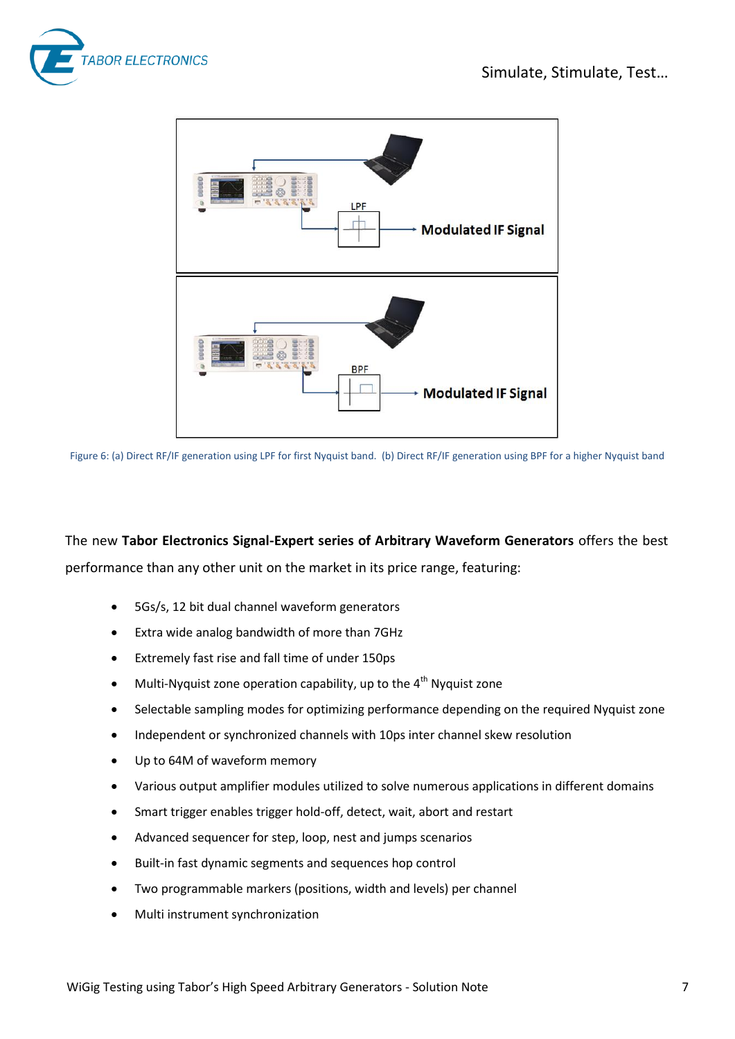LPF

Modulated IF Signal

BPF

Modulated IF Signal

Figure 6: (a) Direct RF/IF generation using LPF for first Nyquist band. (b) Direct RF/IF generation using BPF for a higher Nyquist band

The new **Tabor Electronics Signal-Expert series of Arbitrary Waveform Generators** offers the best performance than any other unit on the market in its price range, featuring:

- 5Gs/s, 12 bit dual channel waveform generators
- Extra wide analog bandwidth of more than 7GHz
- Extremely fast rise and fall time of under 150ps
- Multi-Nyquist zone operation capability, up to the $4^{th}$ Nyquist zone
- Selectable sampling modes for optimizing performance depending on the required Nyquist zone
- Independent or synchronized channels with 10ps inter channel skew resolution
- Up to 64M of waveform memory
- Various output amplifier modules utilized to solve numerous applications in different domains
- Smart trigger enables trigger hold-off, detect, wait, abort and restart
- Advanced sequencer for step, loop, nest and jumps scenarios
- Built-in fast dynamic segments and sequences hop control
- Two programmable markers (positions, width and levels) per channel
- Multi instrument synchronization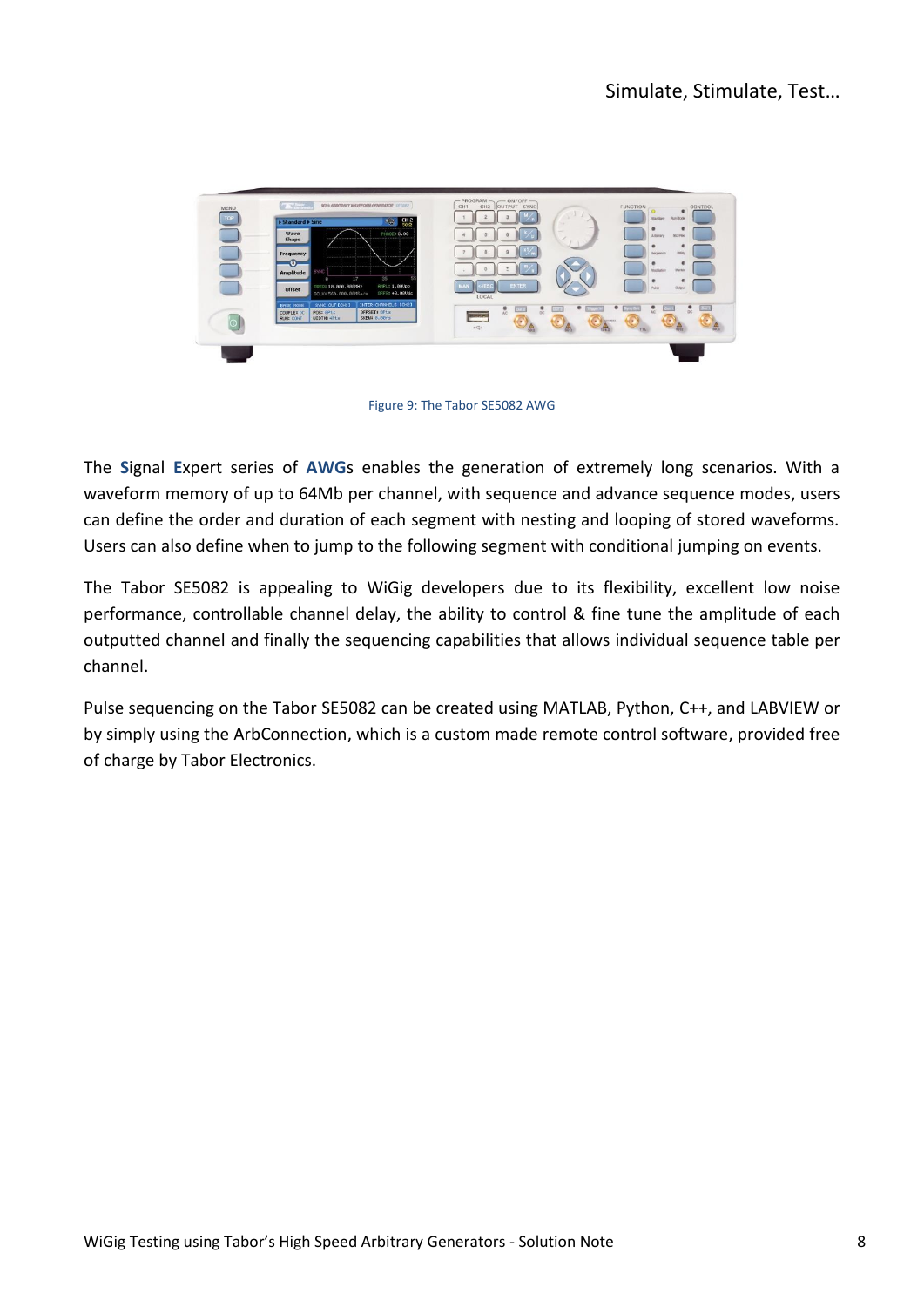Figure 9: The Tabor SE5082 AWG

The **S**ignal **E**xpert series of **AWG**s enables the generation of extremely long scenarios. With a waveform memory of up to 64Mb per channel, with sequence and advance sequence modes, users can define the order and duration of each segment with nesting and looping of stored waveforms. Users can also define when to jump to the following segment with conditional jumping on events.

The Tabor SE5082 is appealing to WiGig developers due to its flexibility, excellent low noise performance, controllable channel delay, the ability to control & fine tune the amplitude of each outputted channel and finally the sequencing capabilities that allows individual sequence table per channel.

Pulse sequencing on the Tabor SE5082 can be created using MATLAB, Python, C++, and LABVIEW or by simply using the ArbConnection, which is a custom made remote control software, provided free of charge by Tabor Electronics.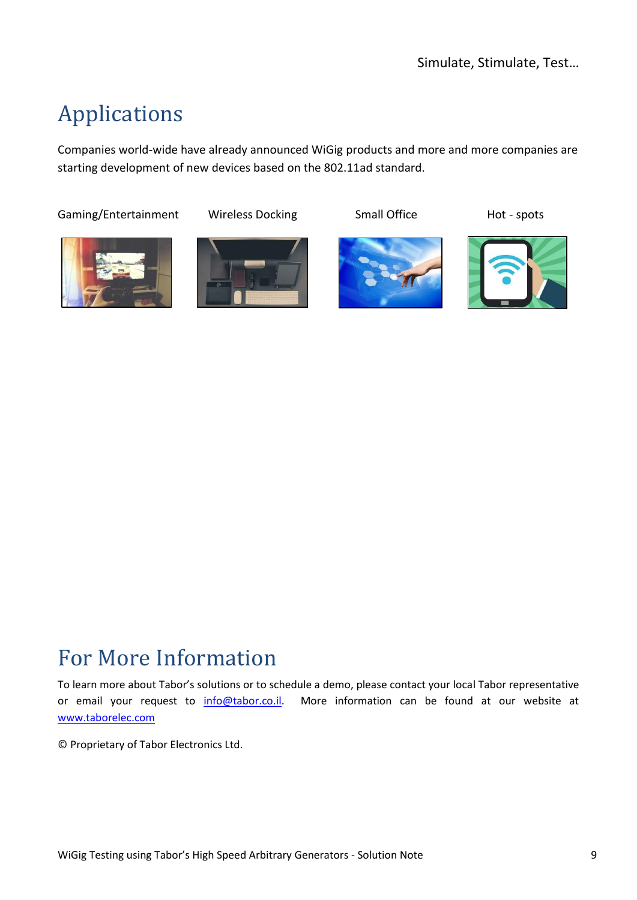# Applications

Companies world-wide have already announced WiGig products and more and more companies are starting development of new devices based on the 802.11ad standard.

Gaming/Entertainment

Wireless Docking

Small Office

Hot - spots

# For More Information

To learn more about Tabor's solutions or to schedule a demo, please contact your local Tabor representative or email your request to info@tabor.co.il. More information can be found at our website at www.taborelec.com

© Proprietary of Tabor Electronics Ltd.